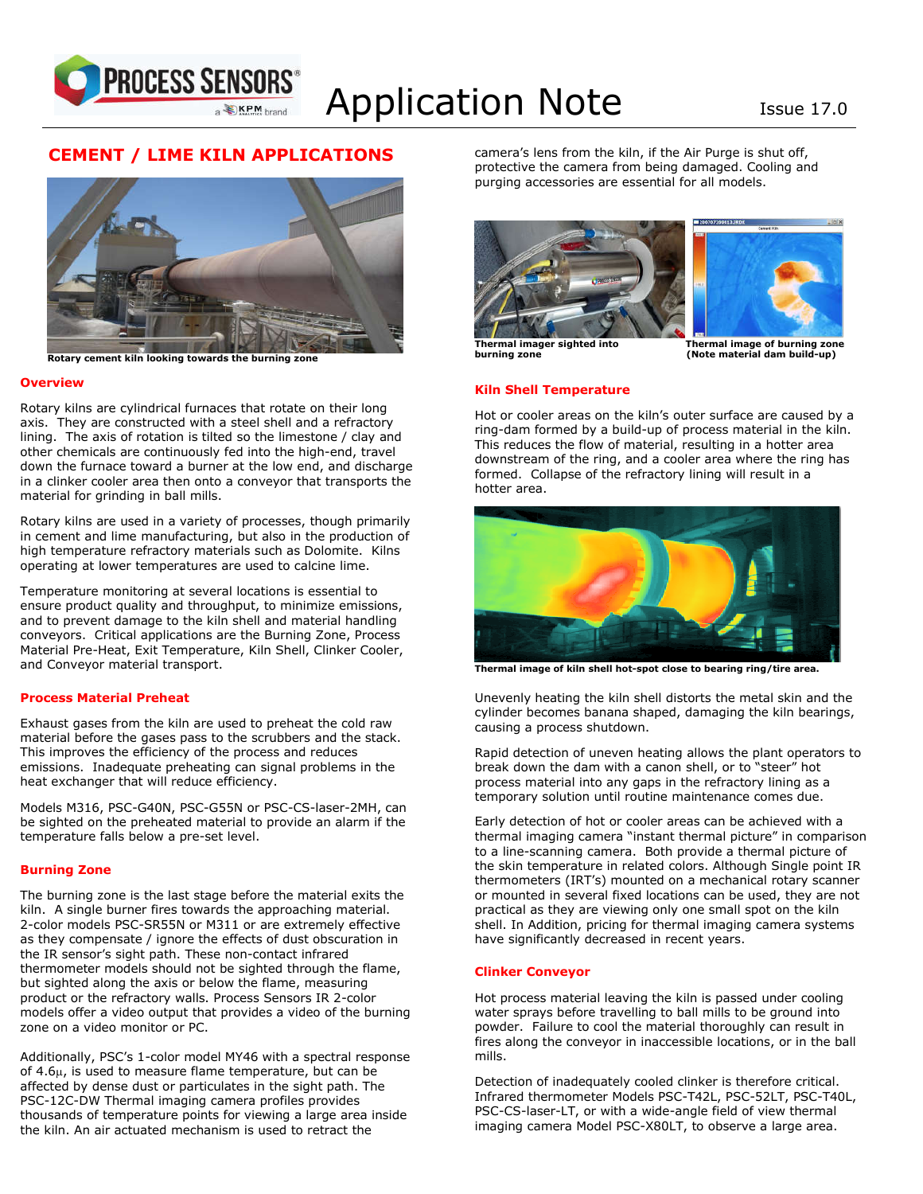# Application Note

Issue 17.0

## CEMENT / LIME KILN APPLICATIONS

Rotary cement kiln looking towards the burning zone

### Overview

Rotary kilns are cylindrical furnaces that rotate on their long axis. They are constructed with a steel shell and a refractory lining. The axis of rotation is tilted so the limestone / clay and other chemicals are continuously fed into the high-end, travel down the furnace toward a burner at the low end, and discharge in a clinker cooler area then onto a conveyor that transports the material for grinding in ball mills.

Rotary kilns are used in a variety of processes, though primarily in cement and lime manufacturing, but also in the production of high temperature refractory materials such as Dolomite. Kilns operating at lower temperatures are used to calcine lime.

Temperature monitoring at several locations is essential to ensure product quality and throughput, to minimize emissions, and to prevent damage to the kiln shell and material handling conveyors. Critical applications are the Burning Zone, Process Material Pre-Heat, Exit Temperature, Kiln Shell, Clinker Cooler, and Conveyor material transport.

### Process Material Preheat

Exhaust gases from the kiln are used to preheat the cold raw material before the gases pass to the scrubbers and the stack. This improves the efficiency of the process and reduces emissions. Inadequate preheating can signal problems in the heat exchanger that will reduce efficiency.

Models M316, PSC-G40N, PSC-G55N or PSC-CS-laser-2MH, can be sighted on the preheated material to provide an alarm if the temperature falls below a pre-set level.

### Burning Zone

The burning zone is the last stage before the material exits the kiln. A single burner fires towards the approaching material. 2-color models PSC-SR55N or M311 or are extremely effective as they compensate / ignore the effects of dust obscuration in the IR sensor's sight path. These non-contact infrared thermometer models should not be sighted through the flame, but sighted along the axis or below the flame, measuring product or the refractory walls. Process Sensors IR 2-color models offer a video output that provides a video of the burning zone on a video monitor or PC.

Additionally, PSC's 1-color model MY46 with a spectral response of 4.6μ, is used to measure flame temperature, but can be affected by dense dust or particulates in the sight path. The PSC-12C-DW Thermal imaging camera profiles provides thousands of temperature points for viewing a large area inside the kiln. An air actuated mechanism is used to retract the camera's lens from the kiln, if the Air Purge is shut off, protective the camera from being damaged. Cooling and purging accessories are essential for all models.

Thermal imager sighted into burning zone

Thermal image of burning zone (Note material dam build-up)

### Kiln Shell Temperature

Hot or cooler areas on the kiln's outer surface are caused by a ring-dam formed by a build-up of process material in the kiln. This reduces the flow of material, resulting in a hotter area downstream of the ring, and a cooler area where the ring has formed. Collapse of the refractory lining will result in a hotter area.

Thermal image of kiln shell hot-spot close to bearing ring/tire area.

Unevenly heating the kiln shell distorts the metal skin and the cylinder becomes banana shaped, damaging the kiln bearings, causing a process shutdown.

Rapid detection of uneven heating allows the plant operators to break down the dam with a canon shell, or to "steer" hot process material into any gaps in the refractory lining as a temporary solution until routine maintenance comes due.

Early detection of hot or cooler areas can be achieved with a thermal imaging camera "instant thermal picture" in comparison to a line-scanning camera. Both provide a thermal picture of the skin temperature in related colors. Although Single point IR thermometers (IRT's) mounted on a mechanical rotary scanner or mounted in several fixed locations can be used, they are not practical as they are viewing only one small spot on the kiln shell. In Addition, pricing for thermal imaging camera systems have significantly decreased in recent years.

### Clinker Conveyor

Hot process material leaving the kiln is passed under cooling water sprays before travelling to ball mills to be ground into powder. Failure to cool the material thoroughly can result in fires along the conveyor in inaccessible locations, or in the ball mills.

Detection of inadequately cooled clinker is therefore critical. Infrared thermometer Models PSC-T42L, PSC-52LT, PSC-T40L, PSC-CS-laser-LT, or with a wide-angle field of view thermal imaging camera Model PSC-X80LT, to observe a large area.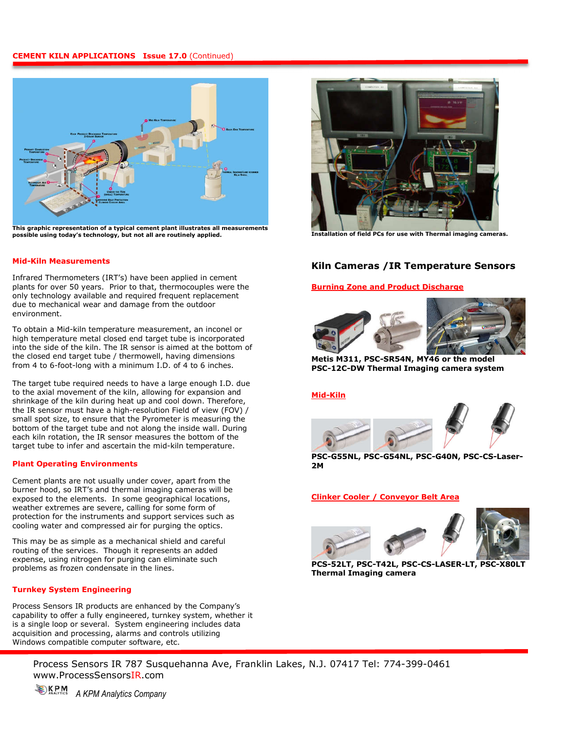This graphic representation of a typical cement plant illustrates all measurements possible using today's technology, but not all are routinely applied.

Installation of field PCs for use with Thermal imaging cameras.

## Mid-Kiln Measurements

Infrared Thermometers (IRT's) have been applied in cement plants for over 50 years. Prior to that, thermocouples were the only technology available and required frequent replacement due to mechanical wear and damage from the outdoor environment.

To obtain a Mid-kiln temperature measurement, an inconel or high temperature metal closed end target tube is incorporated into the side of the kiln. The IR sensor is aimed at the bottom of the closed end target tube / thermowell, having dimensions from 4 to 6-foot-long with a minimum I.D. of 4 to 6 inches.

The target tube required needs to have a large enough I.D. due to the axial movement of the kiln, allowing for expansion and shrinkage of the kiln during heat up and cool down. Therefore, the IR sensor must have a high-resolution Field of view (FOV) / small spot size, to ensure that the Pyrometer is measuring the bottom of the target tube and not along the inside wall. During each kiln rotation, the IR sensor measures the bottom of the target tube to infer and ascertain the mid-kiln temperature.

## Plant Operating Environments

Cement plants are not usually under cover, apart from the burner hood, so IRT's and thermal imaging cameras will be exposed to the elements. In some geographical locations, weather extremes are severe, calling for some form of protection for the instruments and support services such as cooling water and compressed air for purging the optics.

This may be as simple as a mechanical shield and careful routing of the services. Though it represents an added expense, using nitrogen for purging can eliminate such problems as frozen condensate in the lines.

## Turnkey System Engineering

Process Sensors IR products are enhanced by the Company's capability to offer a fully engineered, turnkey system, whether it is a single loop or several. System engineering includes data acquisition and processing, alarms and controls utilizing Windows compatible computer software, etc.

## Kiln Cameras /IR Temperature Sensors

### Burning Zone and Product Discharge

**Metis M311, PSC-SR54N, MY46 or the model PSC-12C-DW Thermal Imaging camera system**

### Mid-Kiln

**PSC-G55NL, PSC-G54NL, PSC-G40N, PSC-CS-Laser-2M**

### Clinker Cooler / Conveyor Belt Area

**PCS-52LT, PSC-T42L, PSC-CS-LASER-LT, PSC-X80LT Thermal Imaging camera**

Process Sensors IR 787 Susquehanna Ave, Franklin Lakes, N.J. 07417 Tel: 774-399-0461
www.ProcessSensorsIR.com

*A KPM Analytics Company*